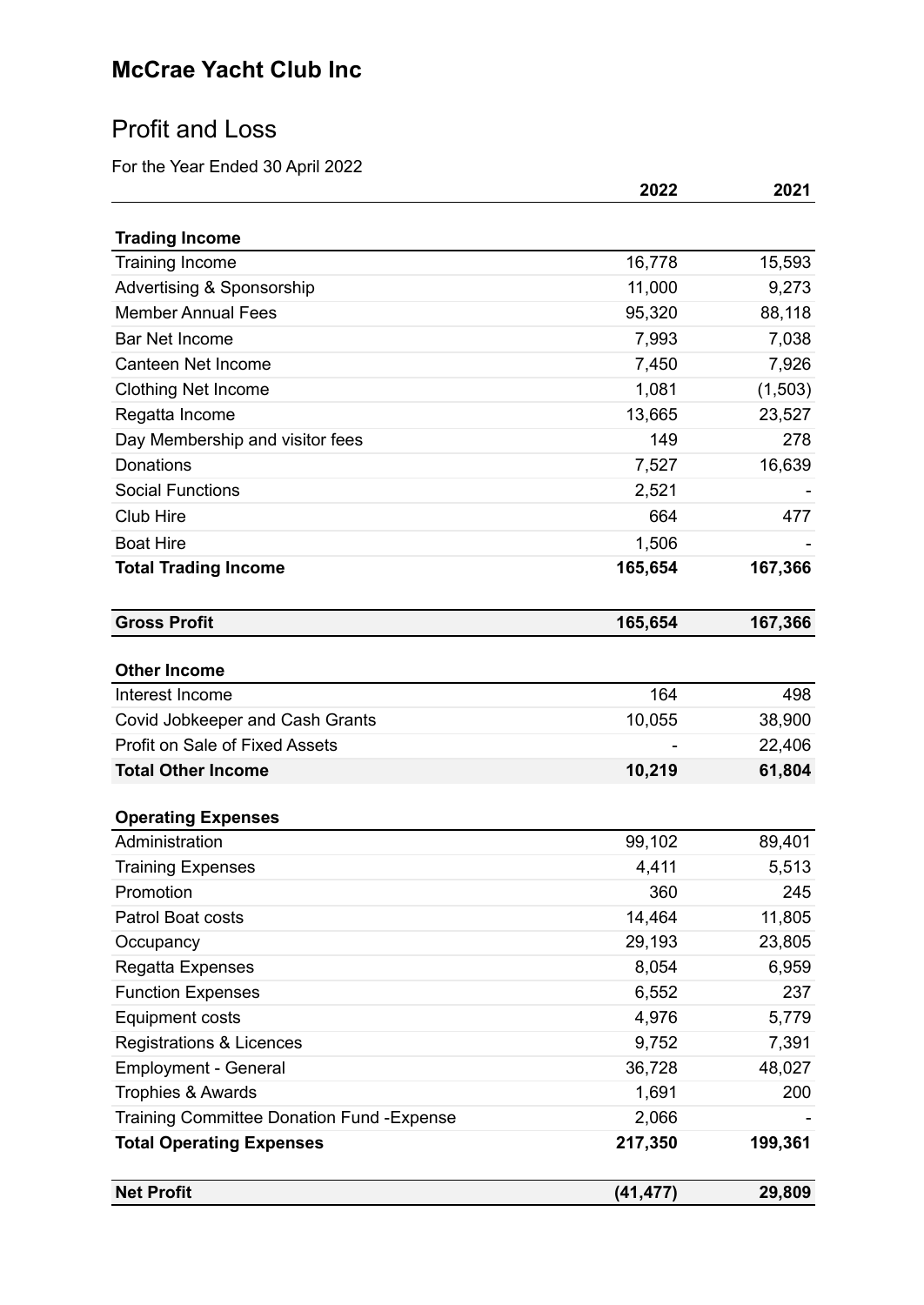# McCrae Yacht Club Inc

## Profit and Loss

For the Year Ended 30 April 2022

| | 2022 | 2021 |
|---|---|---|
| **Trading Income** | | |
| Training Income | 16,778 | 15,593 |
| Advertising & Sponsorship | 11,000 | 9,273 |
| Member Annual Fees | 95,320 | 88,118 |
| Bar Net Income | 7,993 | 7,038 |
| Canteen Net Income | 7,450 | 7,926 |
| Clothing Net Income | 1,081 | (1,503) |
| Regatta Income | 13,665 | 23,527 |
| Day Membership and visitor fees | 149 | 278 |
| Donations | 7,527 | 16,639 |
| Social Functions | 2,521 | - |
| Club Hire | 664 | 477 |
| Boat Hire | 1,506 | - |
| **Total Trading Income** | **165,654** | **167,366** |
| | | |
| **Gross Profit** | **165,654** | **167,366** |
| | | |
| **Other Income** | | |
| Interest Income | 164 | 498 |
| Covid Jobkeeper and Cash Grants | 10,055 | 38,900 |
| Profit on Sale of Fixed Assets | - | 22,406 |
| **Total Other Income** | **10,219** | **61,804** |
| | | |
| **Operating Expenses** | | |
| Administration | 99,102 | 89,401 |
| Training Expenses | 4,411 | 5,513 |
| Promotion | 360 | 245 |
| Patrol Boat costs | 14,464 | 11,805 |
| Occupancy | 29,193 | 23,805 |
| Regatta Expenses | 8,054 | 6,959 |
| Function Expenses | 6,552 | 237 |
| Equipment costs | 4,976 | 5,779 |
| Registrations & Licences | 9,752 | 7,391 |
| Employment - General | 36,728 | 48,027 |
| Trophies & Awards | 1,691 | 200 |
| Training Committee Donation Fund -Expense | 2,066 | - |
| **Total Operating Expenses** | **217,350** | **199,361** |
| | | |
| **Net Profit** | **(41,477)** | **29,809** |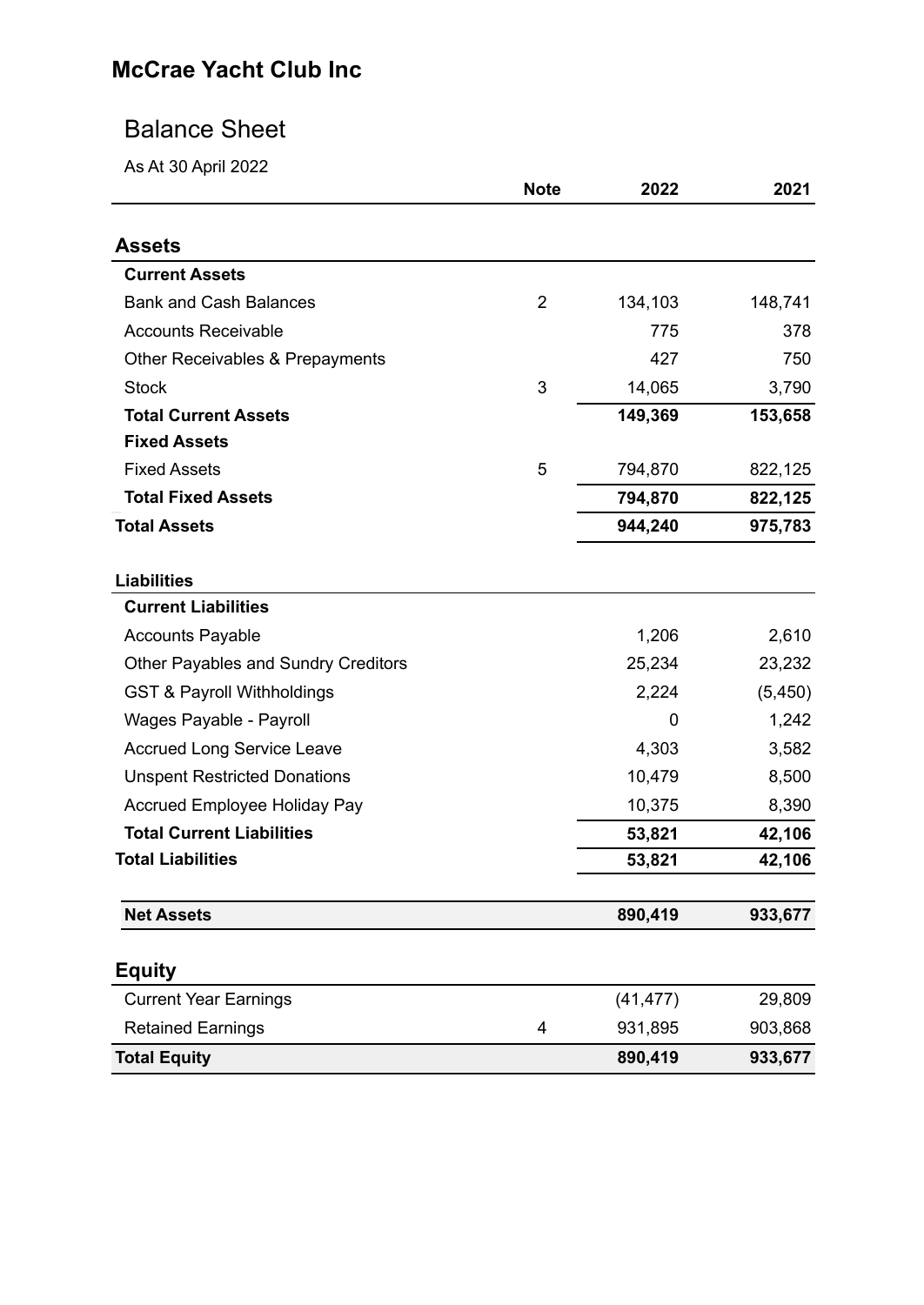# McCrae Yacht Club Inc

## Balance Sheet

As At 30 April 2022

| | Note | 2022 | 2021 |
|---|---|---|---|
| **Assets** | | | |
| **Current Assets** | | | |
| Bank and Cash Balances | 2 | 134,103 | 148,741 |
| Accounts Receivable | | 775 | 378 |
| Other Receivables & Prepayments | | 427 | 750 |
| Stock | 3 | 14,065 | 3,790 |
| **Total Current Assets** | | **149,369** | **153,658** |
| **Fixed Assets** | | | |
| Fixed Assets | 5 | 794,870 | 822,125 |
| **Total Fixed Assets** | | **794,870** | **822,125** |
| **Total Assets** | | **944,240** | **975,783** |
| **Liabilities** | | | |
| **Current Liabilities** | | | |
| Accounts Payable | | 1,206 | 2,610 |
| Other Payables and Sundry Creditors | | 25,234 | 23,232 |
| GST & Payroll Withholdings | | 2,224 | (5,450) |
| Wages Payable - Payroll | | 0 | 1,242 |
| Accrued Long Service Leave | | 4,303 | 3,582 |
| Unspent Restricted Donations | | 10,479 | 8,500 |
| Accrued Employee Holiday Pay | | 10,375 | 8,390 |
| **Total Current Liabilities** | | **53,821** | **42,106** |
| **Total Liabilities** | | **53,821** | **42,106** |
| **Net Assets** | | **890,419** | **933,677** |
| **Equity** | | | |
| Current Year Earnings | | (41,477) | 29,809 |
| Retained Earnings | 4 | 931,895 | 903,868 |
| **Total Equity** | | **890,419** | **933,677** |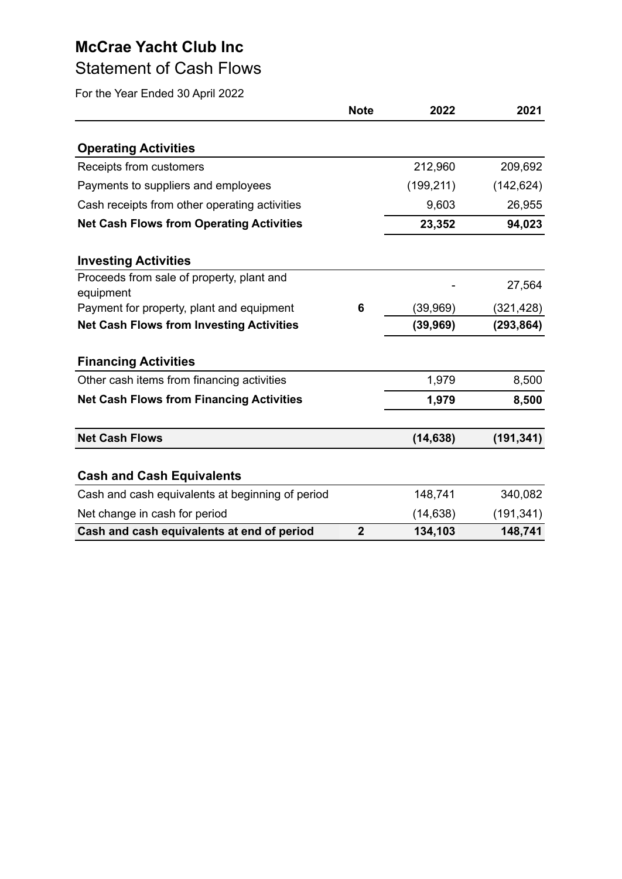# McCrae Yacht Club Inc

## Statement of Cash Flows

For the Year Ended 30 April 2022

| | Note | 2022 | 2021 |
|---|---|---|---|
| **Operating Activities** | | | |
| Receipts from customers | | 212,960 | 209,692 |
| Payments to suppliers and employees | | (199,211) | (142,624) |
| Cash receipts from other operating activities | | 9,603 | 26,955 |
| **Net Cash Flows from Operating Activities** | | **23,352** | **94,023** |
| **Investing Activities** | | | |
| Proceeds from sale of property, plant and equipment | | - | 27,564 |
| Payment for property, plant and equipment | **6** | (39,969) | (321,428) |
| **Net Cash Flows from Investing Activities** | | **(39,969)** | **(293,864)** |
| **Financing Activities** | | | |
| Other cash items from financing activities | | 1,979 | 8,500 |
| **Net Cash Flows from Financing Activities** | | **1,979** | **8,500** |
| **Net Cash Flows** | | **(14,638)** | **(191,341)** |
| **Cash and Cash Equivalents** | | | |
| Cash and cash equivalents at beginning of period | | 148,741 | 340,082 |
| Net change in cash for period | | (14,638) | (191,341) |
| **Cash and cash equivalents at end of period** | **2** | **134,103** | **148,741** |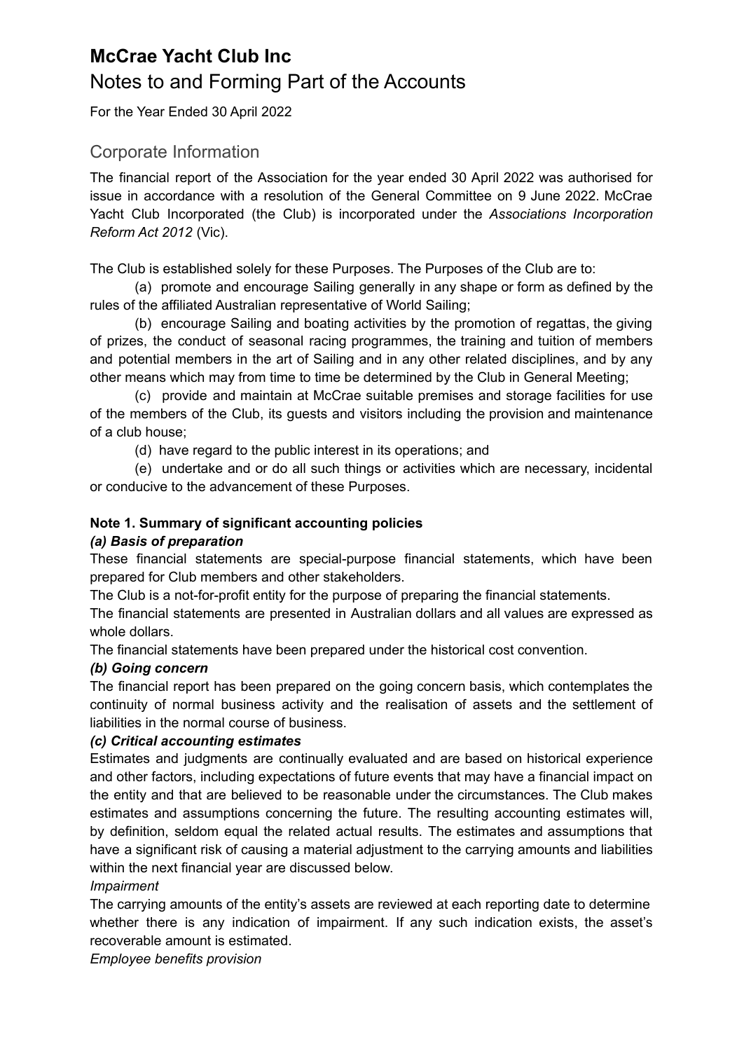# McCrae Yacht Club Inc

## Notes to and Forming Part of the Accounts

For the Year Ended 30 April 2022

## Corporate Information

The financial report of the Association for the year ended 30 April 2022 was authorised for issue in accordance with a resolution of the General Committee on 9 June 2022. McCrae Yacht Club Incorporated (the Club) is incorporated under the *Associations Incorporation Reform Act 2012* (Vic).

The Club is established solely for these Purposes. The Purposes of the Club are to:

(a) promote and encourage Sailing generally in any shape or form as defined by the rules of the affiliated Australian representative of World Sailing;

(b) encourage Sailing and boating activities by the promotion of regattas, the giving of prizes, the conduct of seasonal racing programmes, the training and tuition of members and potential members in the art of Sailing and in any other related disciplines, and by any other means which may from time to time be determined by the Club in General Meeting;

(c) provide and maintain at McCrae suitable premises and storage facilities for use of the members of the Club, its guests and visitors including the provision and maintenance of a club house;

(d) have regard to the public interest in its operations; and

(e) undertake and or do all such things or activities which are necessary, incidental or conducive to the advancement of these Purposes.

**Note 1. Summary of significant accounting policies**

***(a) Basis of preparation***

These financial statements are special-purpose financial statements, which have been prepared for Club members and other stakeholders.

The Club is a not-for-profit entity for the purpose of preparing the financial statements.

The financial statements are presented in Australian dollars and all values are expressed as whole dollars.

The financial statements have been prepared under the historical cost convention.

***(b) Going concern***

The financial report has been prepared on the going concern basis, which contemplates the continuity of normal business activity and the realisation of assets and the settlement of liabilities in the normal course of business.

***(c) Critical accounting estimates***

Estimates and judgments are continually evaluated and are based on historical experience and other factors, including expectations of future events that may have a financial impact on the entity and that are believed to be reasonable under the circumstances. The Club makes estimates and assumptions concerning the future. The resulting accounting estimates will, by definition, seldom equal the related actual results. The estimates and assumptions that have a significant risk of causing a material adjustment to the carrying amounts and liabilities within the next financial year are discussed below.

*Impairment*

The carrying amounts of the entity's assets are reviewed at each reporting date to determine whether there is any indication of impairment. If any such indication exists, the asset's recoverable amount is estimated.

*Employee benefits provision*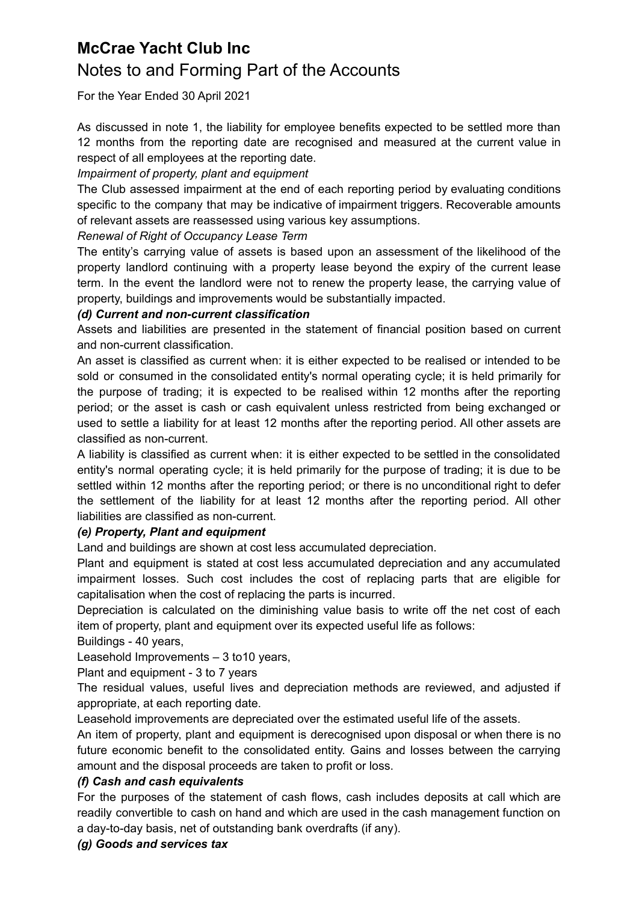# McCrae Yacht Club Inc

## Notes to and Forming Part of the Accounts

For the Year Ended 30 April 2021

As discussed in note 1, the liability for employee benefits expected to be settled more than 12 months from the reporting date are recognised and measured at the current value in respect of all employees at the reporting date.

*Impairment of property, plant and equipment*

The Club assessed impairment at the end of each reporting period by evaluating conditions specific to the company that may be indicative of impairment triggers. Recoverable amounts of relevant assets are reassessed using various key assumptions.

*Renewal of Right of Occupancy Lease Term*

The entity's carrying value of assets is based upon an assessment of the likelihood of the property landlord continuing with a property lease beyond the expiry of the current lease term. In the event the landlord were not to renew the property lease, the carrying value of property, buildings and improvements would be substantially impacted.

***(d) Current and non-current classification***

Assets and liabilities are presented in the statement of financial position based on current and non-current classification.

An asset is classified as current when: it is either expected to be realised or intended to be sold or consumed in the consolidated entity's normal operating cycle; it is held primarily for the purpose of trading; it is expected to be realised within 12 months after the reporting period; or the asset is cash or cash equivalent unless restricted from being exchanged or used to settle a liability for at least 12 months after the reporting period. All other assets are classified as non-current.

A liability is classified as current when: it is either expected to be settled in the consolidated entity's normal operating cycle; it is held primarily for the purpose of trading; it is due to be settled within 12 months after the reporting period; or there is no unconditional right to defer the settlement of the liability for at least 12 months after the reporting period. All other liabilities are classified as non-current.

***(e) Property, Plant and equipment***

Land and buildings are shown at cost less accumulated depreciation.

Plant and equipment is stated at cost less accumulated depreciation and any accumulated impairment losses. Such cost includes the cost of replacing parts that are eligible for capitalisation when the cost of replacing the parts is incurred.

Depreciation is calculated on the diminishing value basis to write off the net cost of each item of property, plant and equipment over its expected useful life as follows:

Buildings - 40 years,

Leasehold Improvements – 3 to10 years,

Plant and equipment - 3 to 7 years

The residual values, useful lives and depreciation methods are reviewed, and adjusted if appropriate, at each reporting date.

Leasehold improvements are depreciated over the estimated useful life of the assets.

An item of property, plant and equipment is derecognised upon disposal or when there is no future economic benefit to the consolidated entity. Gains and losses between the carrying amount and the disposal proceeds are taken to profit or loss.

***(f) Cash and cash equivalents***

For the purposes of the statement of cash flows, cash includes deposits at call which are readily convertible to cash on hand and which are used in the cash management function on a day-to-day basis, net of outstanding bank overdrafts (if any).

***(g) Goods and services tax***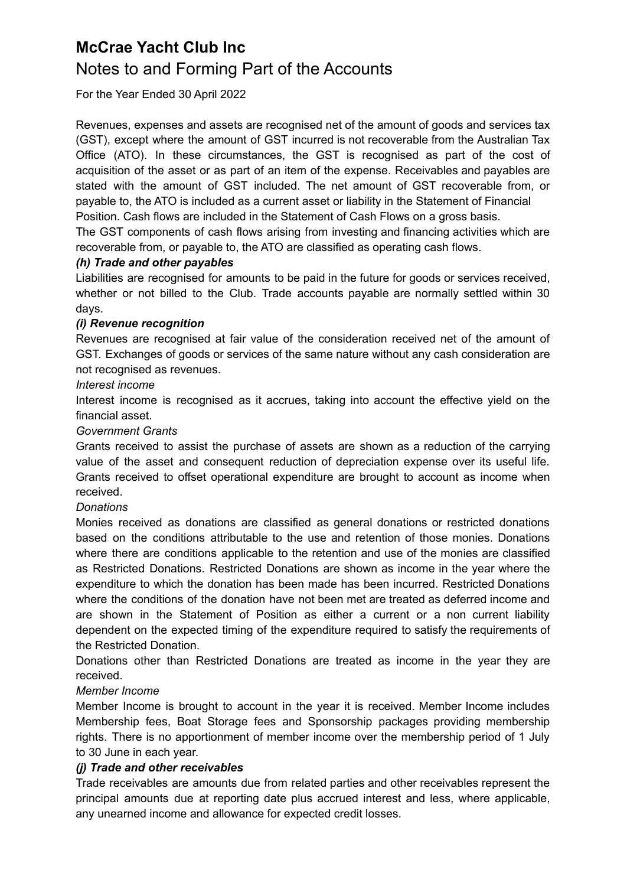# McCrae Yacht Club Inc

## Notes to and Forming Part of the Accounts

For the Year Ended 30 April 2022

Revenues, expenses and assets are recognised net of the amount of goods and services tax (GST), except where the amount of GST incurred is not recoverable from the Australian Tax Office (ATO). In these circumstances, the GST is recognised as part of the cost of acquisition of the asset or as part of an item of the expense. Receivables and payables are stated with the amount of GST included. The net amount of GST recoverable from, or payable to, the ATO is included as a current asset or liability in the Statement of Financial Position. Cash flows are included in the Statement of Cash Flows on a gross basis.

The GST components of cash flows arising from investing and financing activities which are recoverable from, or payable to, the ATO are classified as operating cash flows.

***(h) Trade and other payables***

Liabilities are recognised for amounts to be paid in the future for goods or services received, whether or not billed to the Club. Trade accounts payable are normally settled within 30 days.

***(i) Revenue recognition***

Revenues are recognised at fair value of the consideration received net of the amount of GST. Exchanges of goods or services of the same nature without any cash consideration are not recognised as revenues.

*Interest income*

Interest income is recognised as it accrues, taking into account the effective yield on the financial asset.

*Government Grants*

Grants received to assist the purchase of assets are shown as a reduction of the carrying value of the asset and consequent reduction of depreciation expense over its useful life. Grants received to offset operational expenditure are brought to account as income when received.

*Donations*

Monies received as donations are classified as general donations or restricted donations based on the conditions attributable to the use and retention of those monies. Donations where there are conditions applicable to the retention and use of the monies are classified as Restricted Donations. Restricted Donations are shown as income in the year where the expenditure to which the donation has been made has been incurred. Restricted Donations where the conditions of the donation have not been met are treated as deferred income and are shown in the Statement of Position as either a current or a non current liability dependent on the expected timing of the expenditure required to satisfy the requirements of the Restricted Donation.

Donations other than Restricted Donations are treated as income in the year they are received.

*Member Income*

Member Income is brought to account in the year it is received. Member Income includes Membership fees, Boat Storage fees and Sponsorship packages providing membership rights. There is no apportionment of member income over the membership period of 1 July to 30 June in each year.

***(j) Trade and other receivables***

Trade receivables are amounts due from related parties and other receivables represent the principal amounts due at reporting date plus accrued interest and less, where applicable, any unearned income and allowance for expected credit losses.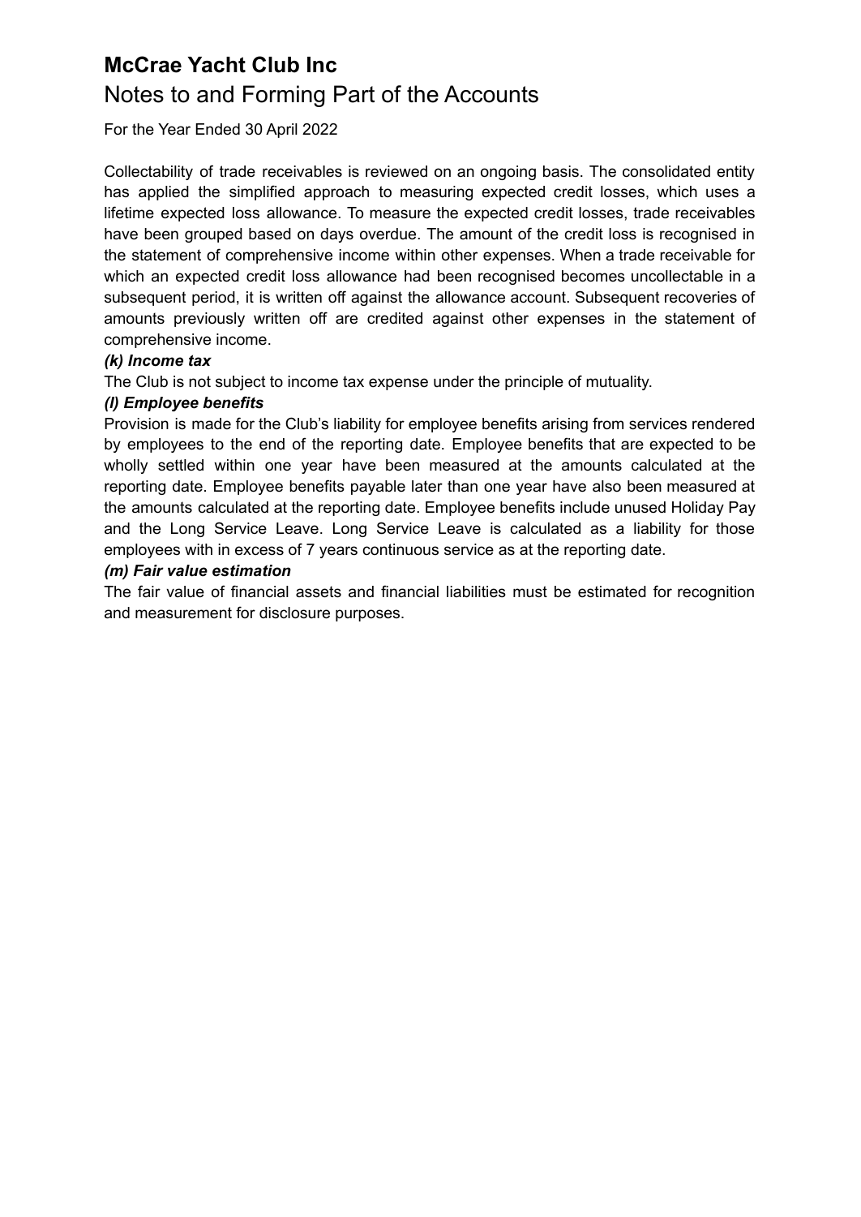# McCrae Yacht Club Inc

## Notes to and Forming Part of the Accounts

For the Year Ended 30 April 2022

Collectability of trade receivables is reviewed on an ongoing basis. The consolidated entity has applied the simplified approach to measuring expected credit losses, which uses a lifetime expected loss allowance. To measure the expected credit losses, trade receivables have been grouped based on days overdue. The amount of the credit loss is recognised in the statement of comprehensive income within other expenses. When a trade receivable for which an expected credit loss allowance had been recognised becomes uncollectable in a subsequent period, it is written off against the allowance account. Subsequent recoveries of amounts previously written off are credited against other expenses in the statement of comprehensive income.

***(k) Income tax***

The Club is not subject to income tax expense under the principle of mutuality.

***(l) Employee benefits***

Provision is made for the Club's liability for employee benefits arising from services rendered by employees to the end of the reporting date. Employee benefits that are expected to be wholly settled within one year have been measured at the amounts calculated at the reporting date. Employee benefits payable later than one year have also been measured at the amounts calculated at the reporting date. Employee benefits include unused Holiday Pay and the Long Service Leave. Long Service Leave is calculated as a liability for those employees with in excess of 7 years continuous service as at the reporting date.

***(m) Fair value estimation***

The fair value of financial assets and financial liabilities must be estimated for recognition and measurement for disclosure purposes.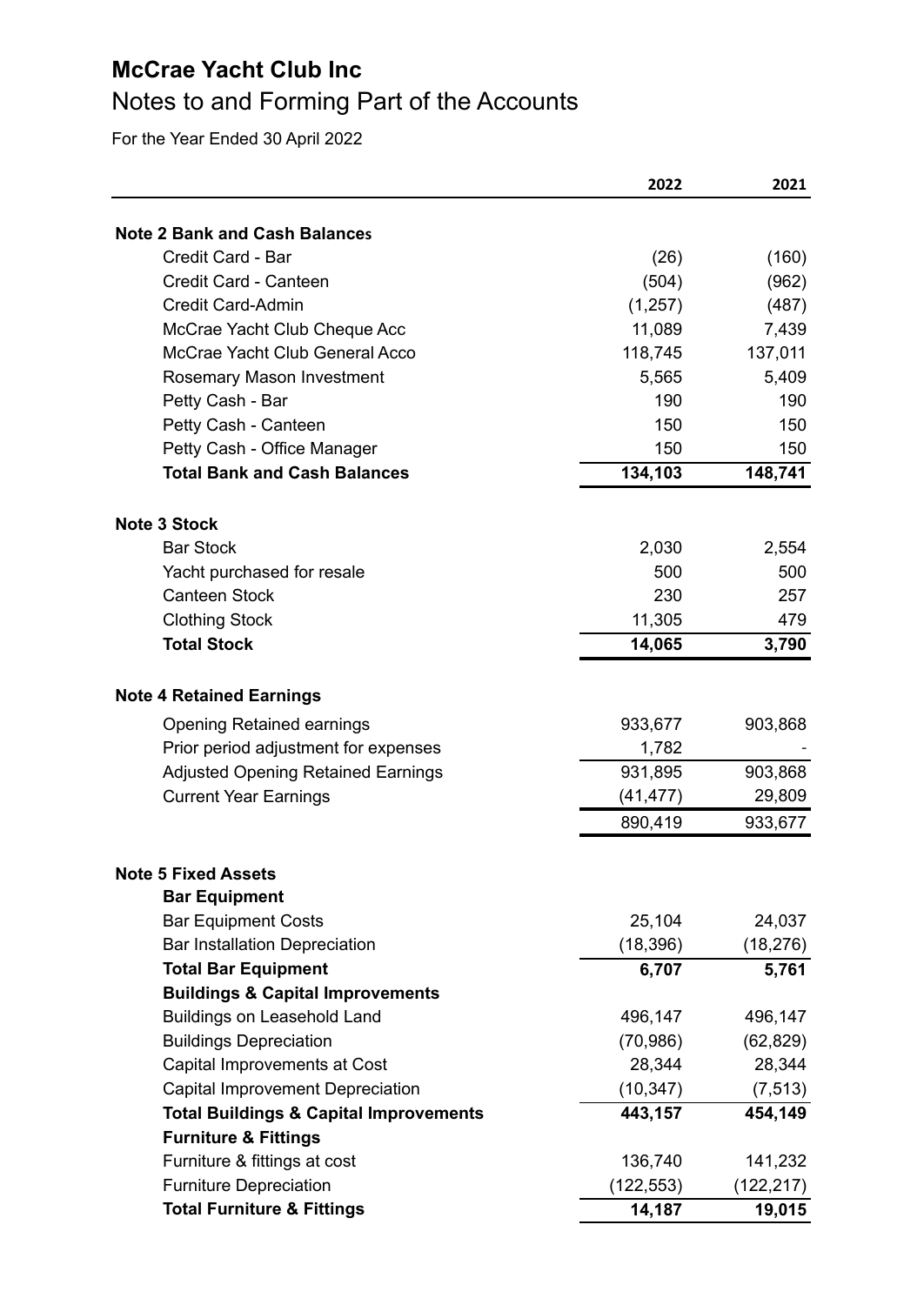# McCrae Yacht Club Inc

## Notes to and Forming Part of the Accounts

For the Year Ended 30 April 2022

| | 2022 | 2021 |
|---|---|---|
| **Note 2 Bank and Cash Balances** | | |
| Credit Card - Bar | (26) | (160) |
| Credit Card - Canteen | (504) | (962) |
| Credit Card-Admin | (1,257) | (487) |
| McCrae Yacht Club Cheque Acc | 11,089 | 7,439 |
| McCrae Yacht Club General Acco | 118,745 | 137,011 |
| Rosemary Mason Investment | 5,565 | 5,409 |
| Petty Cash - Bar | 190 | 190 |
| Petty Cash - Canteen | 150 | 150 |
| Petty Cash - Office Manager | 150 | 150 |
| **Total Bank and Cash Balances** | **134,103** | **148,741** |
| | | |
| **Note 3 Stock** | | |
| Bar Stock | 2,030 | 2,554 |
| Yacht purchased for resale | 500 | 500 |
| Canteen Stock | 230 | 257 |
| Clothing Stock | 11,305 | 479 |
| **Total Stock** | **14,065** | **3,790** |
| | | |
| **Note 4 Retained Earnings** | | |
| Opening Retained earnings | 933,677 | 903,868 |
| Prior period adjustment for expenses | 1,782 | - |
| Adjusted Opening Retained Earnings | 931,895 | 903,868 |
| Current Year Earnings | (41,477) | 29,809 |
| | 890,419 | 933,677 |
| | | |
| **Note 5 Fixed Assets** | | |
| **Bar Equipment** | | |
| Bar Equipment Costs | 25,104 | 24,037 |
| Bar Installation Depreciation | (18,396) | (18,276) |
| **Total Bar Equipment** | **6,707** | **5,761** |
| **Buildings & Capital Improvements** | | |
| Buildings on Leasehold Land | 496,147 | 496,147 |
| Buildings Depreciation | (70,986) | (62,829) |
| Capital Improvements at Cost | 28,344 | 28,344 |
| Capital Improvement Depreciation | (10,347) | (7,513) |
| **Total Buildings & Capital Improvements** | **443,157** | **454,149** |
| **Furniture & Fittings** | | |
| Furniture & fittings at cost | 136,740 | 141,232 |
| Furniture Depreciation | (122,553) | (122,217) |
| **Total Furniture & Fittings** | **14,187** | **19,015** |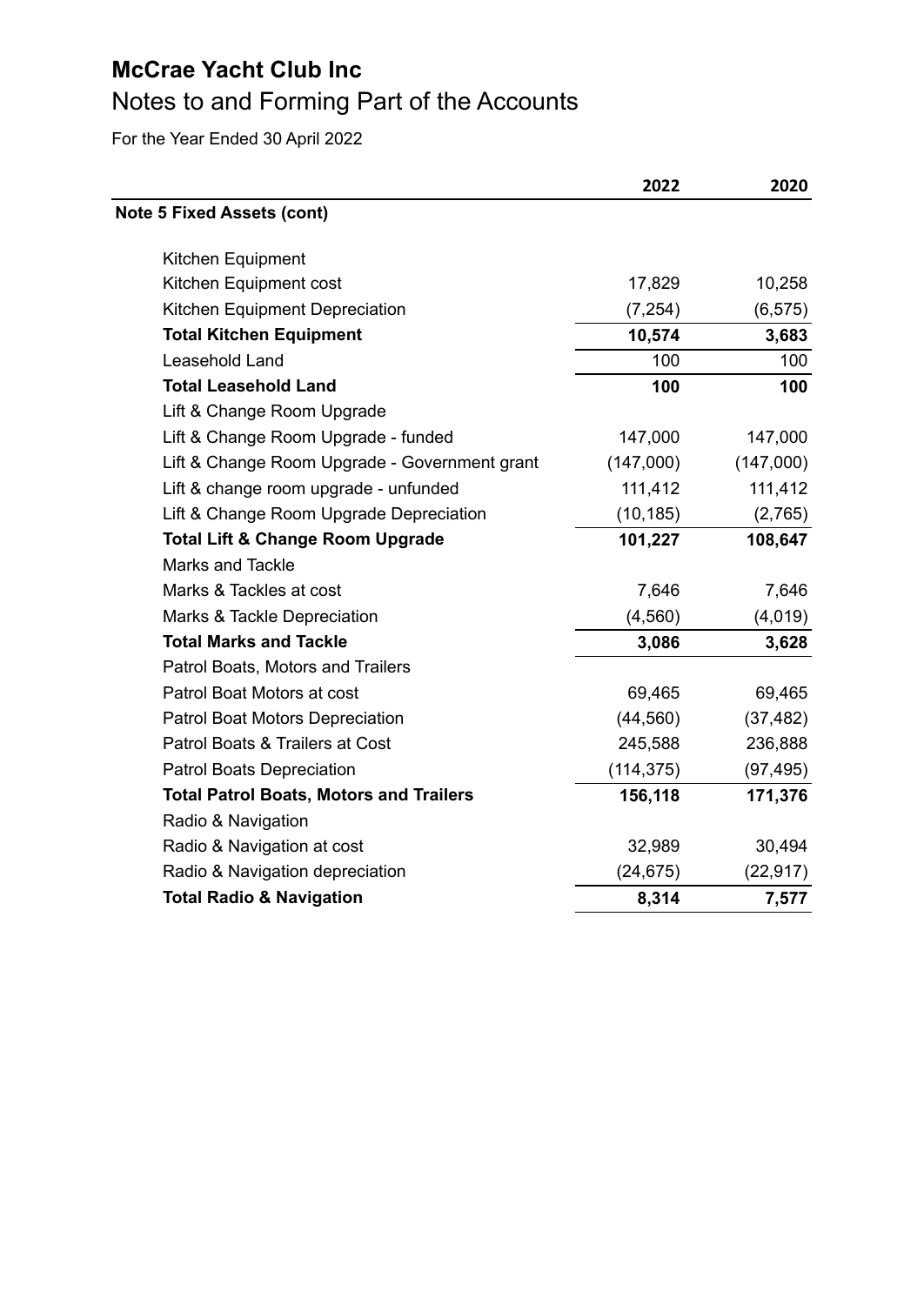# McCrae Yacht Club Inc

## Notes to and Forming Part of the Accounts

For the Year Ended 30 April 2022

| | 2022 | 2020 |
|---|---|---|
| **Note 5 Fixed Assets (cont)** | | |
| Kitchen Equipment | | |
| Kitchen Equipment cost | 17,829 | 10,258 |
| Kitchen Equipment Depreciation | (7,254) | (6,575) |
| **Total Kitchen Equipment** | **10,574** | **3,683** |
| Leasehold Land | 100 | 100 |
| **Total Leasehold Land** | **100** | **100** |
| Lift & Change Room Upgrade | | |
| Lift & Change Room Upgrade - funded | 147,000 | 147,000 |
| Lift & Change Room Upgrade - Government grant | (147,000) | (147,000) |
| Lift & change room upgrade - unfunded | 111,412 | 111,412 |
| Lift & Change Room Upgrade Depreciation | (10,185) | (2,765) |
| **Total Lift & Change Room Upgrade** | **101,227** | **108,647** |
| Marks and Tackle | | |
| Marks & Tackles at cost | 7,646 | 7,646 |
| Marks & Tackle Depreciation | (4,560) | (4,019) |
| **Total Marks and Tackle** | **3,086** | **3,628** |
| Patrol Boats, Motors and Trailers | | |
| Patrol Boat Motors at cost | 69,465 | 69,465 |
| Patrol Boat Motors Depreciation | (44,560) | (37,482) |
| Patrol Boats & Trailers at Cost | 245,588 | 236,888 |
| Patrol Boats Depreciation | (114,375) | (97,495) |
| **Total Patrol Boats, Motors and Trailers** | **156,118** | **171,376** |
| Radio & Navigation | | |
| Radio & Navigation at cost | 32,989 | 30,494 |
| Radio & Navigation depreciation | (24,675) | (22,917) |
| **Total Radio & Navigation** | **8,314** | **7,577** |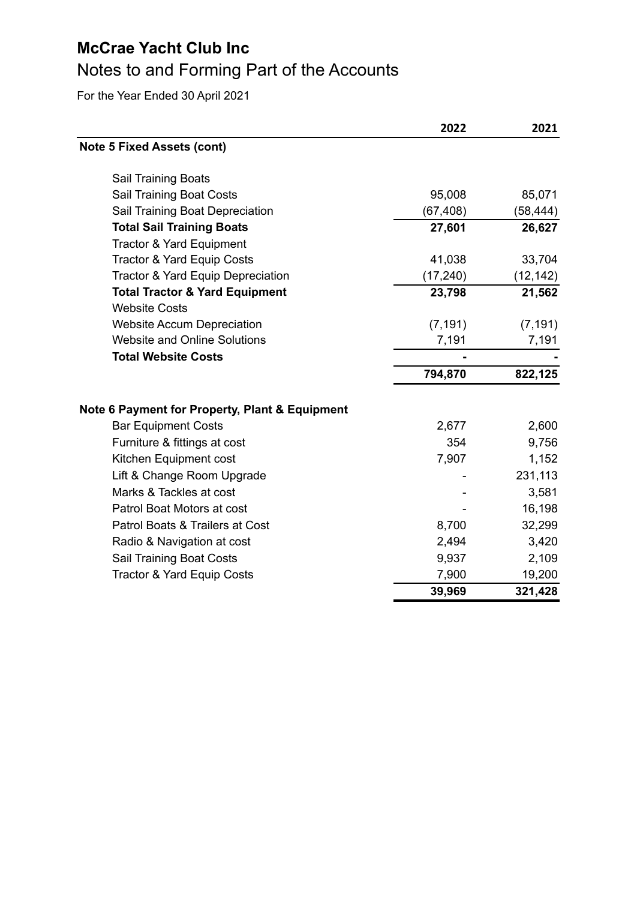# McCrae Yacht Club Inc

## Notes to and Forming Part of the Accounts

For the Year Ended 30 April 2021

| | 2022 | 2021 |
|---|---|---|
| **Note 5 Fixed Assets (cont)** | | |
| Sail Training Boats | | |
| Sail Training Boat Costs | 95,008 | 85,071 |
| Sail Training Boat Depreciation | (67,408) | (58,444) |
| **Total Sail Training Boats** | **27,601** | **26,627** |
| Tractor & Yard Equipment | | |
| Tractor & Yard Equip Costs | 41,038 | 33,704 |
| Tractor & Yard Equip Depreciation | (17,240) | (12,142) |
| **Total Tractor & Yard Equipment** | **23,798** | **21,562** |
| Website Costs | | |
| Website Accum Depreciation | (7,191) | (7,191) |
| Website and Online Solutions | 7,191 | 7,191 |
| **Total Website Costs** | **-** | **-** |
| | **794,870** | **822,125** |

| | 2022 | 2021 |
|---|---|---|
| **Note 6 Payment for Property, Plant & Equipment** | | |
| Bar Equipment Costs | 2,677 | 2,600 |
| Furniture & fittings at cost | 354 | 9,756 |
| Kitchen Equipment cost | 7,907 | 1,152 |
| Lift & Change Room Upgrade | - | 231,113 |
| Marks & Tackles at cost | - | 3,581 |
| Patrol Boat Motors at cost | - | 16,198 |
| Patrol Boats & Trailers at Cost | 8,700 | 32,299 |
| Radio & Navigation at cost | 2,494 | 3,420 |
| Sail Training Boat Costs | 9,937 | 2,109 |
| Tractor & Yard Equip Costs | 7,900 | 19,200 |
| | **39,969** | **321,428** |